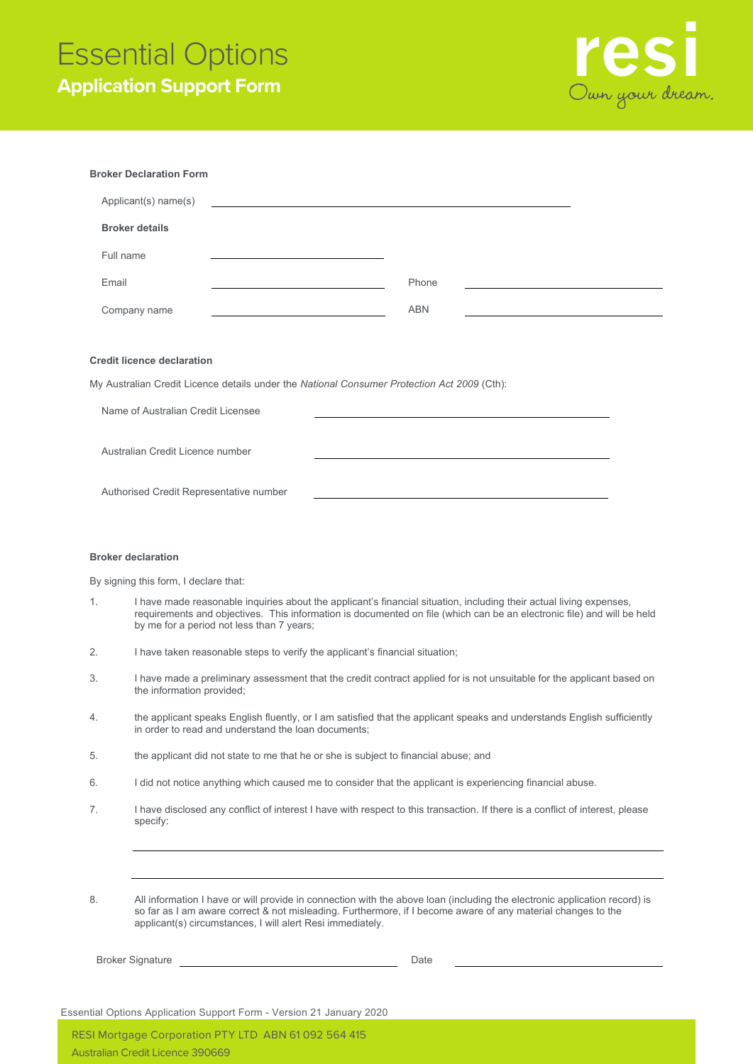# Essential Options

## Application Support Form

resi
Own your dream.

### Broker Declaration Form

Applicant(s) name(s) ______________________________

**Broker details**

Full name ______________________________

Email ______________________________ Phone ______________________________

Company name ______________________________ ABN ______________________________

### Credit licence declaration

My Australian Credit Licence details under the *National Consumer Protection Act 2009* (Cth):

Name of Australian Credit Licensee ______________________________

Australian Credit Licence number ______________________________

Authorised Credit Representative number ______________________________

### Broker declaration

By signing this form, I declare that:

1. I have made reasonable inquiries about the applicant's financial situation, including their actual living expenses, requirements and objectives. This information is documented on file (which can be an electronic file) and will be held by me for a period not less than 7 years;
2. I have taken reasonable steps to verify the applicant's financial situation;
3. I have made a preliminary assessment that the credit contract applied for is not unsuitable for the applicant based on the information provided;
4. the applicant speaks English fluently, or I am satisfied that the applicant speaks and understands English sufficiently in order to read and understand the loan documents;
5. the applicant did not state to me that he or she is subject to financial abuse; and
6. I did not notice anything which caused me to consider that the applicant is experiencing financial abuse.
7. I have disclosed any conflict of interest I have with respect to this transaction. If there is a conflict of interest, please specify:

   ______________________________

   ______________________________

8. All information I have or will provide in connection with the above loan (including the electronic application record) is so far as I am aware correct & not misleading. Furthermore, if I become aware of any material changes to the applicant(s) circumstances, I will alert Resi immediately.

Broker Signature ______________________________ Date ______________________________

Essential Options Application Support Form - Version 21 January 2020

RESI Mortgage Corporation PTY LTD ABN 61 092 564 415
Australian Credit Licence 390669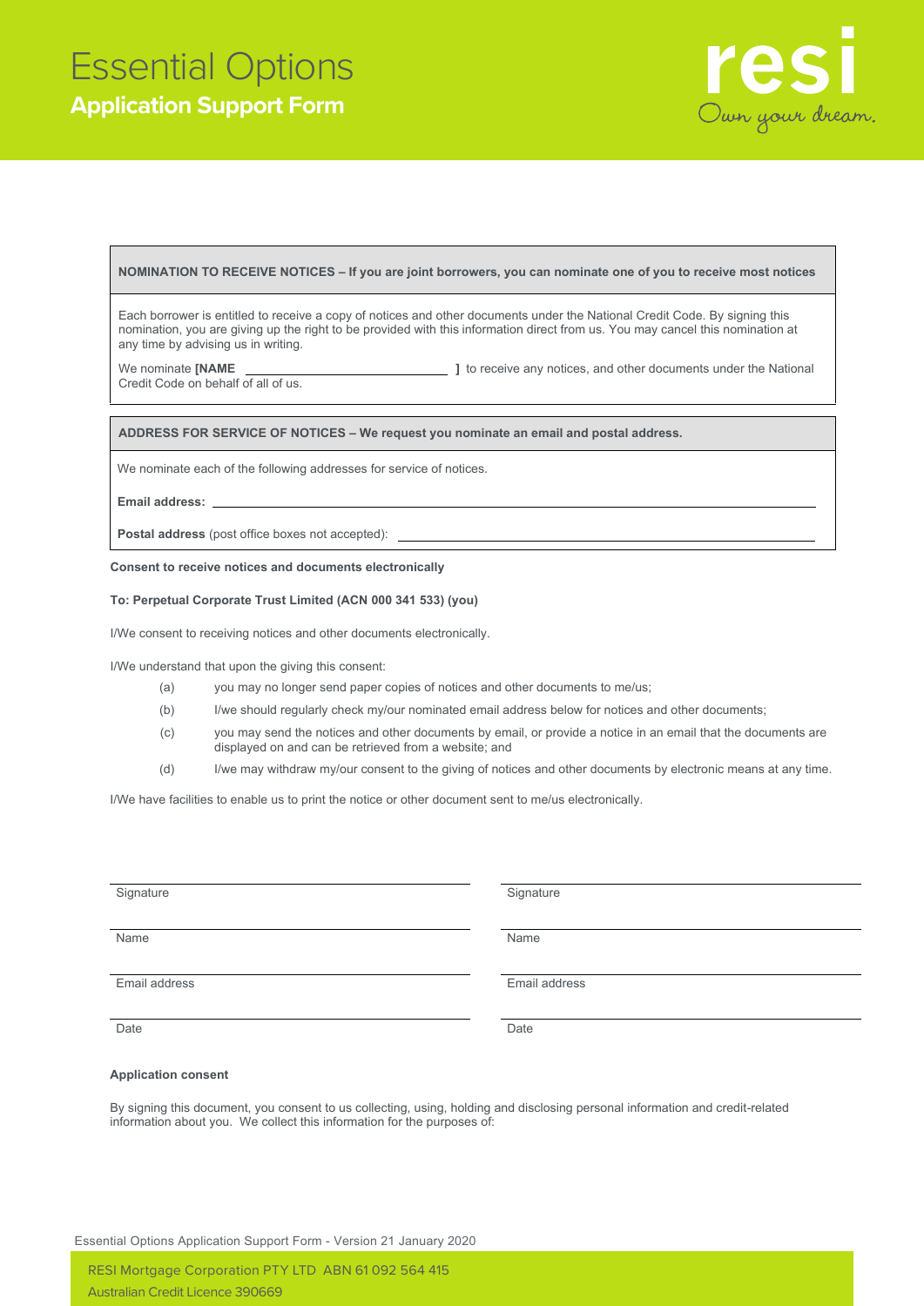# Essential Options
## Application Support Form

**resi**
Own your dream.

**NOMINATION TO RECEIVE NOTICES – If you are joint borrowers, you can nominate one of you to receive most notices**

Each borrower is entitled to receive a copy of notices and other documents under the National Credit Code. By signing this nomination, you are giving up the right to be provided with this information direct from us. You may cancel this nomination at any time by advising us in writing.

We nominate **[NAME \_\_\_\_\_\_\_\_\_\_\_\_\_\_\_\_\_\_\_\_\_\_\_\_\_\_\_\_\_\_ ]** to receive any notices, and other documents under the National Credit Code on behalf of all of us.

**ADDRESS FOR SERVICE OF NOTICES – We request you nominate an email and postal address.**

We nominate each of the following addresses for service of notices.

**Email address:** \_\_\_\_\_\_\_\_\_\_\_\_\_\_\_\_\_\_\_\_\_\_\_\_\_\_\_\_\_\_\_\_\_\_\_\_\_\_\_\_

**Postal address** (post office boxes not accepted): \_\_\_\_\_\_\_\_\_\_\_\_\_\_\_\_\_\_\_\_\_\_\_\_\_\_\_\_\_\_

**Consent to receive notices and documents electronically**

**To: Perpetual Corporate Trust Limited (ACN 000 341 533) (you)**

I/We consent to receiving notices and other documents electronically.

I/We understand that upon the giving this consent:

(a) you may no longer send paper copies of notices and other documents to me/us;

(b) I/we should regularly check my/our nominated email address below for notices and other documents;

(c) you may send the notices and other documents by email, or provide a notice in an email that the documents are displayed on and can be retrieved from a website; and

(d) I/we may withdraw my/our consent to the giving of notices and other documents by electronic means at any time.

I/We have facilities to enable us to print the notice or other document sent to me/us electronically.

| | |
|---|---|
| Signature | Signature |
| Name | Name |
| Email address | Email address |
| Date | Date |

**Application consent**

By signing this document, you consent to us collecting, using, holding and disclosing personal information and credit-related information about you. We collect this information for the purposes of:

Essential Options Application Support Form - Version 21 January 2020

RESI Mortgage Corporation PTY LTD ABN 61 092 564 415
Australian Credit Licence 390669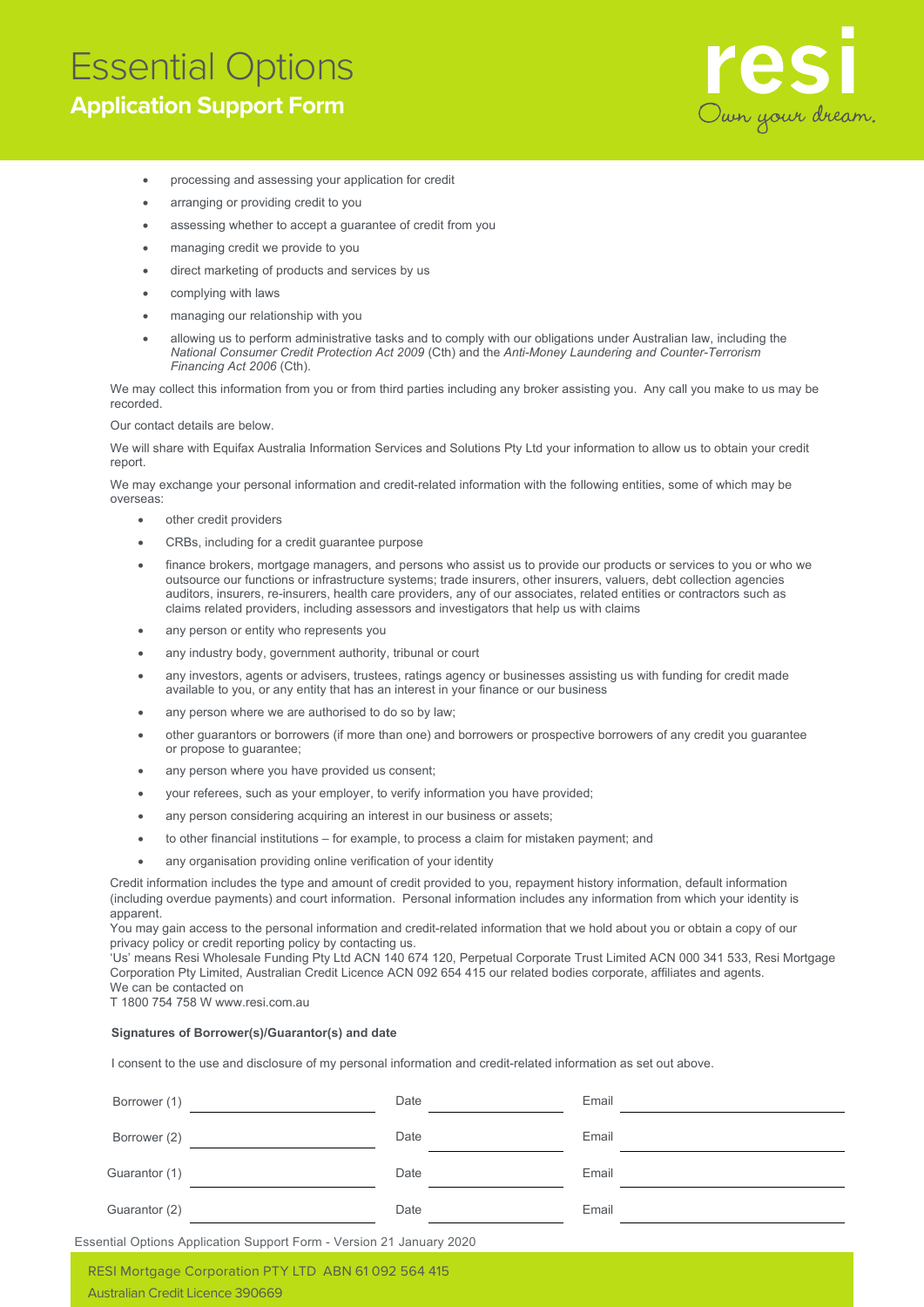- processing and assessing your application for credit
- arranging or providing credit to you
- assessing whether to accept a guarantee of credit from you
- managing credit we provide to you
- direct marketing of products and services by us
- complying with laws
- managing our relationship with you
- allowing us to perform administrative tasks and to comply with our obligations under Australian law, including the *National Consumer Credit Protection Act 2009* (Cth) and the *Anti-Money Laundering and Counter-Terrorism Financing Act 2006* (Cth).

We may collect this information from you or from third parties including any broker assisting you. Any call you make to us may be recorded.

Our contact details are below.

We will share with Equifax Australia Information Services and Solutions Pty Ltd your information to allow us to obtain your credit report.

We may exchange your personal information and credit-related information with the following entities, some of which may be overseas:

- other credit providers
- CRBs, including for a credit guarantee purpose
- finance brokers, mortgage managers, and persons who assist us to provide our products or services to you or who we outsource our functions or infrastructure systems; trade insurers, other insurers, valuers, debt collection agencies auditors, insurers, re-insurers, health care providers, any of our associates, related entities or contractors such as claims related providers, including assessors and investigators that help us with claims
- any person or entity who represents you
- any industry body, government authority, tribunal or court
- any investors, agents or advisers, trustees, ratings agency or businesses assisting us with funding for credit made available to you, or any entity that has an interest in your finance or our business
- any person where we are authorised to do so by law;
- other guarantors or borrowers (if more than one) and borrowers or prospective borrowers of any credit you guarantee or propose to guarantee;
- any person where you have provided us consent;
- your referees, such as your employer, to verify information you have provided;
- any person considering acquiring an interest in our business or assets;
- to other financial institutions – for example, to process a claim for mistaken payment; and
- any organisation providing online verification of your identity

Credit information includes the type and amount of credit provided to you, repayment history information, default information (including overdue payments) and court information. Personal information includes any information from which your identity is apparent.

You may gain access to the personal information and credit-related information that we hold about you or obtain a copy of our privacy policy or credit reporting policy by contacting us.

'Us' means Resi Wholesale Funding Pty Ltd ACN 140 674 120, Perpetual Corporate Trust Limited ACN 000 341 533, Resi Mortgage Corporation Pty Limited, Australian Credit Licence ACN 092 654 415 our related bodies corporate, affiliates and agents.

We can be contacted on

T 1800 754 758 W www.resi.com.au

**Signatures of Borrower(s)/Guarantor(s) and date**

I consent to the use and disclosure of my personal information and credit-related information as set out above.

| | | | | | |
|---|---|---|---|---|---|
| Borrower (1) | | Date | | Email | |
| Borrower (2) | | Date | | Email | |
| Guarantor (1) | | Date | | Email | |
| Guarantor (2) | | Date | | Email | |

Essential Options Application Support Form - Version 21 January 2020

RESI Mortgage Corporation PTY LTD ABN 61 092 564 415

Australian Credit Licence 390669